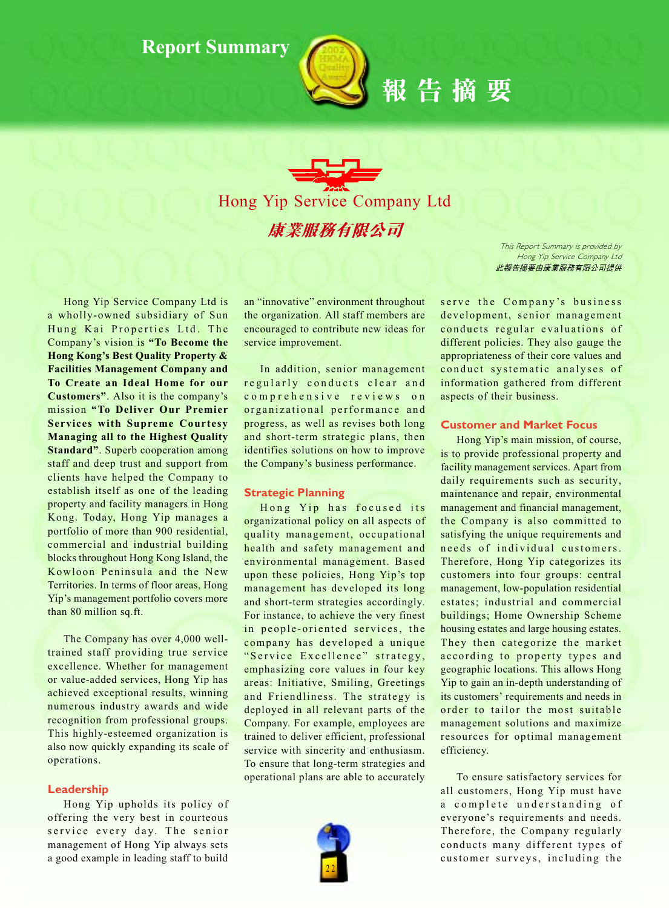# Report Summary

# 報告摘要

## Hong Yip Service Company Ltd

## 康業服務有限公司

*This Report Summary is provided by Hong Yip Service Company Ltd*
*此報告摘要由康業服務有限公司提供*

Hong Yip Service Company Ltd is a wholly-owned subsidiary of Sun Hung Kai Properties Ltd. The Company's vision is **"To Become the Hong Kong's Best Quality Property & Facilities Management Company and To Create an Ideal Home for our Customers"**. Also it is the company's mission **"To Deliver Our Premier Services with Supreme Courtesy Managing all to the Highest Quality Standard"**. Superb cooperation among staff and deep trust and support from clients have helped the Company to establish itself as one of the leading property and facility managers in Hong Kong. Today, Hong Yip manages a portfolio of more than 900 residential, commercial and industrial building blocks throughout Hong Kong Island, the Kowloon Peninsula and the New Territories. In terms of floor areas, Hong Yip's management portfolio covers more than 80 million sq.ft.

The Company has over 4,000 well-trained staff providing true service excellence. Whether for management or value-added services, Hong Yip has achieved exceptional results, winning numerous industry awards and wide recognition from professional groups. This highly-esteemed organization is also now quickly expanding its scale of operations.

### Leadership

Hong Yip upholds its policy of offering the very best in courteous service every day. The senior management of Hong Yip always sets a good example in leading staff to build an "innovative" environment throughout the organization. All staff members are encouraged to contribute new ideas for service improvement.

In addition, senior management regularly conducts clear and comprehensive reviews on organizational performance and progress, as well as revises both long and short-term strategic plans, then identifies solutions on how to improve the Company's business performance.

### Strategic Planning

Hong Yip has focused its organizational policy on all aspects of quality management, occupational health and safety management and environmental management. Based upon these policies, Hong Yip's top management has developed its long and short-term strategies accordingly. For instance, to achieve the very finest in people-oriented services, the company has developed a unique "Service Excellence" strategy, emphasizing core values in four key areas: Initiative, Smiling, Greetings and Friendliness. The strategy is deployed in all relevant parts of the Company. For example, employees are trained to deliver efficient, professional service with sincerity and enthusiasm. To ensure that long-term strategies and operational plans are able to accurately serve the Company's business development, senior management conducts regular evaluations of different policies. They also gauge the appropriateness of their core values and conduct systematic analyses of information gathered from different aspects of their business.

### Customer and Market Focus

Hong Yip's main mission, of course, is to provide professional property and facility management services. Apart from daily requirements such as security, maintenance and repair, environmental management and financial management, the Company is also committed to satisfying the unique requirements and needs of individual customers. Therefore, Hong Yip categorizes its customers into four groups: central management, low-population residential estates; industrial and commercial buildings; Home Ownership Scheme housing estates and large housing estates. They then categorize the market according to property types and geographic locations. This allows Hong Yip to gain an in-depth understanding of its customers' requirements and needs in order to tailor the most suitable management solutions and maximize resources for optimal management efficiency.

To ensure satisfactory services for all customers, Hong Yip must have a complete understanding of everyone's requirements and needs. Therefore, the Company regularly conducts many different types of customer surveys, including the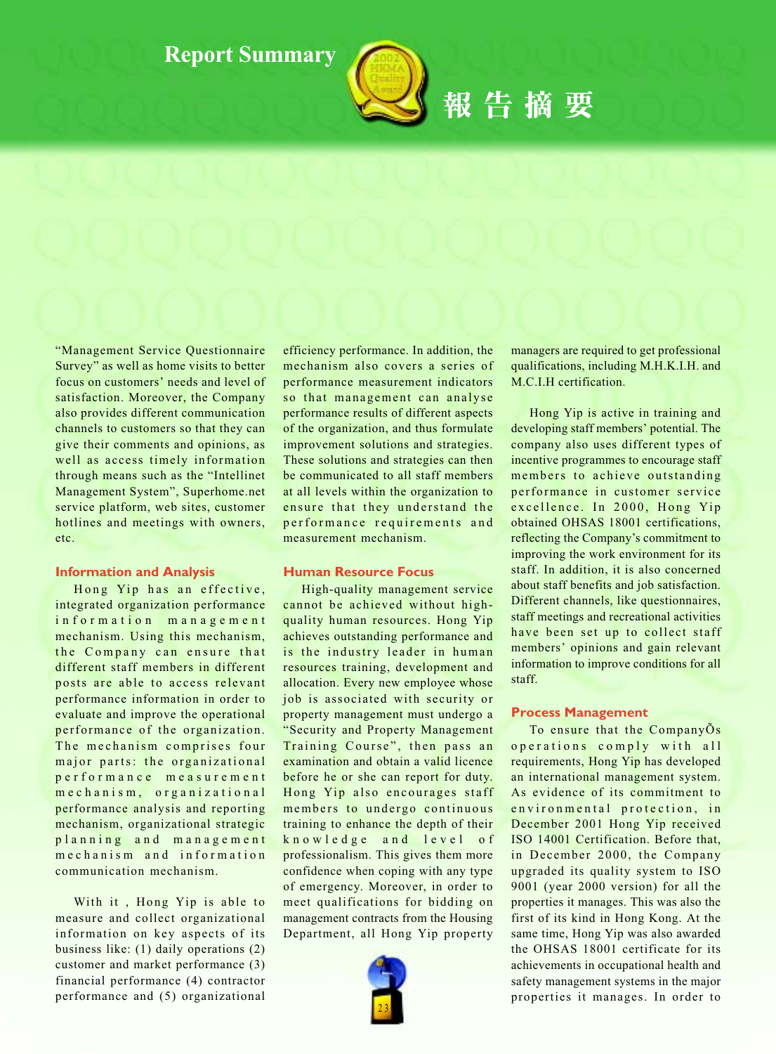# Report Summary

# 報告摘要

"Management Service Questionnaire Survey" as well as home visits to better focus on customers' needs and level of satisfaction. Moreover, the Company also provides different communication channels to customers so that they can give their comments and opinions, as well as access timely information through means such as the "Intellinet Management System", Superhome.net service platform, web sites, customer hotlines and meetings with owners, etc.

### Information and Analysis

Hong Yip has an effective, integrated organization performance information management mechanism. Using this mechanism, the Company can ensure that different staff members in different posts are able to access relevant performance information in order to evaluate and improve the operational performance of the organization. The mechanism comprises four major parts: the organizational performance measurement mechanism, organizational performance analysis and reporting mechanism, organizational strategic planning and management mechanism and information communication mechanism.

With it , Hong Yip is able to measure and collect organizational information on key aspects of its business like: (1) daily operations (2) customer and market performance (3) financial performance (4) contractor performance and (5) organizational efficiency performance. In addition, the mechanism also covers a series of performance measurement indicators so that management can analyse performance results of different aspects of the organization, and thus formulate improvement solutions and strategies. These solutions and strategies can then be communicated to all staff members at all levels within the organization to ensure that they understand the performance requirements and measurement mechanism.

### Human Resource Focus

High-quality management service cannot be achieved without high-quality human resources. Hong Yip achieves outstanding performance and is the industry leader in human resources training, development and allocation. Every new employee whose job is associated with security or property management must undergo a "Security and Property Management Training Course", then pass an examination and obtain a valid licence before he or she can report for duty. Hong Yip also encourages staff members to undergo continuous training to enhance the depth of their knowledge and level of professionalism. This gives them more confidence when coping with any type of emergency. Moreover, in order to meet qualifications for bidding on management contracts from the Housing Department, all Hong Yip property managers are required to get professional qualifications, including M.H.K.I.H. and M.C.I.H certification.

Hong Yip is active in training and developing staff members' potential. The company also uses different types of incentive programmes to encourage staff members to achieve outstanding performance in customer service excellence. In 2000, Hong Yip obtained OHSAS 18001 certifications, reflecting the Company's commitment to improving the work environment for its staff. In addition, it is also concerned about staff benefits and job satisfaction. Different channels, like questionnaires, staff meetings and recreational activities have been set up to collect staff members' opinions and gain relevant information to improve conditions for all staff.

### Process Management

To ensure that the CompanyÕs operations comply with all requirements, Hong Yip has developed an international management system. As evidence of its commitment to environmental protection, in December 2001 Hong Yip received ISO 14001 Certification. Before that, in December 2000, the Company upgraded its quality system to ISO 9001 (year 2000 version) for all the properties it manages. This was also the first of its kind in Hong Kong. At the same time, Hong Yip was also awarded the OHSAS 18001 certificate for its achievements in occupational health and safety management systems in the major properties it manages. In order to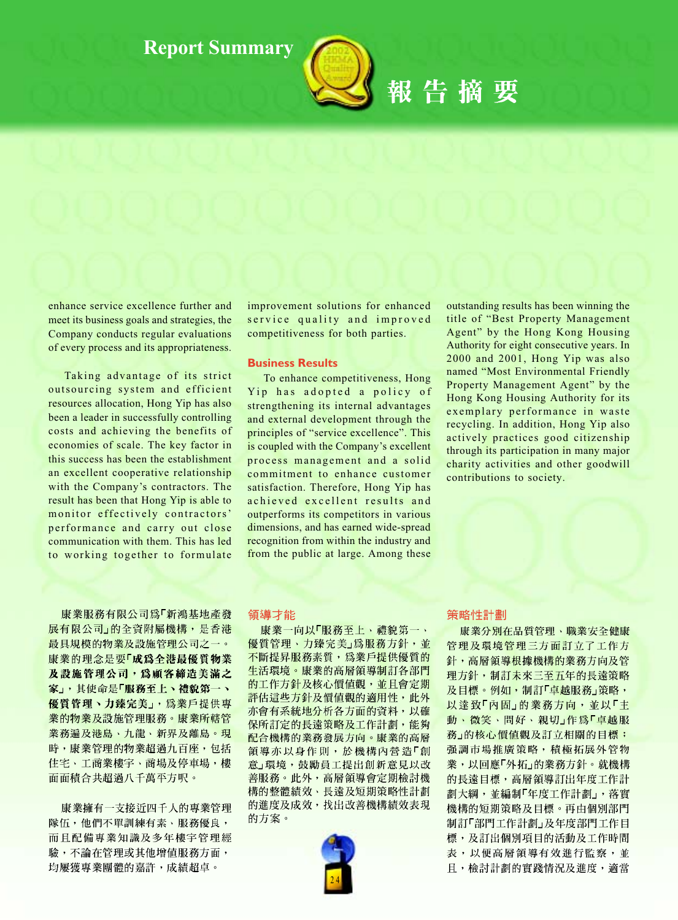# Report Summary

# 報告摘要

enhance service excellence further and meet its business goals and strategies, the Company conducts regular evaluations of every process and its appropriateness.

Taking advantage of its strict outsourcing system and efficient resources allocation, Hong Yip has also been a leader in successfully controlling costs and achieving the benefits of economies of scale. The key factor in this success has been the establishment an excellent cooperative relationship with the Company's contractors. The result has been that Hong Yip is able to monitor effectively contractors' performance and carry out close communication with them. This has led to working together to formulate improvement solutions for enhanced service quality and improved competitiveness for both parties.

## Business Results

To enhance competitiveness, Hong Yip has adopted a policy of strengthening its internal advantages and external development through the principles of "service excellence". This is coupled with the Company's excellent process management and a solid commitment to enhance customer satisfaction. Therefore, Hong Yip has achieved excellent results and outperforms its competitors in various dimensions, and has earned wide-spread recognition from within the industry and from the public at large. Among these outstanding results has been winning the title of "Best Property Management Agent" by the Hong Kong Housing Authority for eight consecutive years. In 2000 and 2001, Hong Yip was also named "Most Environmental Friendly Property Management Agent" by the Hong Kong Housing Authority for its exemplary performance in waste recycling. In addition, Hong Yip also actively practices good citizenship through its participation in many major charity activities and other goodwill contributions to society.

康業服務有限公司爲「新鴻基地產發展有限公司」的全資附屬機構，是香港最具規模的物業及設施管理公司之一。康業的理念是要**「成爲全港最優質物業及設施管理公司，爲顧客締造美滿之家」**，其使命是**「服務至上、禮貌第一、優質管理、力臻完美」**，爲業戶提供專業的物業及設施管理服務。康業所轄管業務遍及港島、九龍、新界及離島。現時，康業管理的物業超過九百座，包括住宅、工商業樓宇、商場及停車場，樓面面積合共超過八千萬平方呎。

康業擁有一支接近四千人的專業管理隊伍，他們不單訓練有素、服務優良，而且配備專業知識及多年樓宇管理經驗，不論在管理或其他增值服務方面，均屢獲專業團體的嘉許，成績超卓。

## 領導才能

康業一向以「服務至上、禮貌第一、優質管理、力臻完美」爲服務方針，並不斷提昇服務素質，爲業戶提供優質的生活環境。康業的高層領導制訂各部門的工作方針及核心價值觀，並且會定期評估這些方針及價值觀的適用性，此外亦會有系統地分析各方面的資料，以確保所訂定的長遠策略及工作計劃，能夠配合機構的業務發展方向。康業的高層領導亦以身作則，於機構內營造「創意」環境，鼓勵員工提出創新意見以改善服務。此外，高層領導會定期檢討機構的整體績效、長遠及短期策略性計劃的進度及成效，找出改善機構績效表現的方案。

## 策略性計劃

康業分別在品質管理、職業安全健康管理及環境管理三方面訂立了工作方針，高層領導根據機構的業務方向及管理方針，制訂未來三至五年的長遠策略及目標。例如，制訂「卓越服務」策略，以達致「內固」的業務方向，並以「主動、微笑、問好、親切」作爲「卓越服務」的核心價值觀及訂立相關的目標；强調市場推廣策略，積極拓展外管物業，以回應「外拓」的業務方針。就機構的長遠目標，高層領導訂出年度工作計劃大綱，並編制「年度工作計劃」，落實機構的短期策略及目標。再由個別部門制訂「部門工作計劃」及年度部門工作目標，及訂出個別項目的活動及工作時間表，以便高層領導有效進行監察，並且，檢討計劃的實踐情況及進度，適當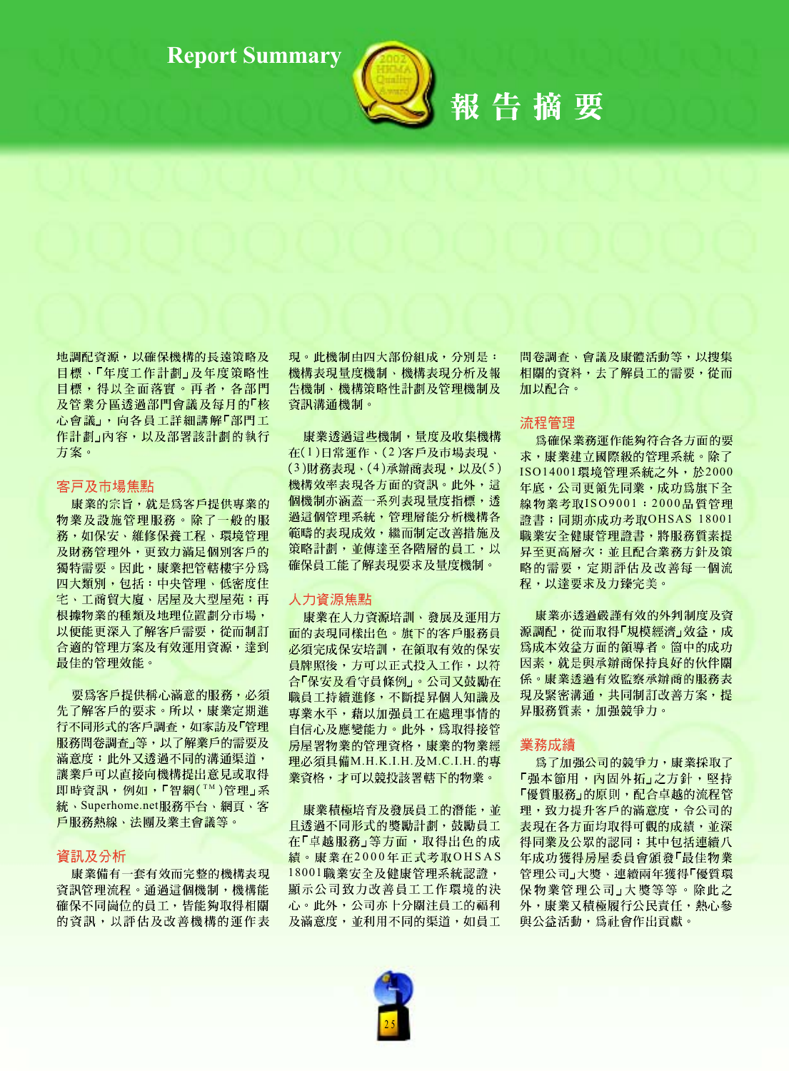# Report Summary 報告摘要

地調配資源，以確保機構的長遠策略及目標、「年度工作計劃」及年度策略性目標，得以全面落實。再者，各部門及管業分區透過部門會議及每月的「核心會議」，向各員工詳細講解「部門工作計劃」內容，以及部署該計劃的執行方案。

## 客戶及市場焦點

康業的宗旨，就是爲客戶提供專業的物業及設施管理服務。除了一般的服務，如保安、維修保養工程、環境管理及財務管理外，更致力滿足個別客戶的獨特需要。因此，康業把管轄樓宇分爲四大類別，包括：中央管理、低密度住宅、工商貿大廈、居屋及大型屋苑；再根據物業的種類及地理位置劃分市場，以便能更深入了解客戶需要，從而制訂合適的管理方案及有效運用資源，達到最佳的管理效能。

要爲客戶提供稱心滿意的服務，必須先了解客戶的要求。所以，康業定期進行不同形式的客戶調查，如家訪及「管理服務問卷調查」等，以了解業戶的需要及滿意度；此外又透過不同的溝通渠道，讓業戶可以直接向機構提出意見或取得即時資訊，例如，「智網(TM)管理」系統、Superhome.net服務平台、網頁、客戶服務熱線、法團及業主會議等。

## 資訊及分析

康業備有一套有效而完整的機構表現資訊管理流程。通過這個機制，機構能確保不同崗位的員工，皆能夠取得相關的資訊，以評估及改善機構的運作表現。此機制由四大部份組成，分別是：機構表現量度機制、機構表現分析及報告機制、機構策略性計劃及管理機制及資訊溝通機制。

康業透過這些機制，量度及收集機構在(1)日常運作、(2)客戶及市場表現、(3)財務表現、(4)承辦商表現，以及(5)機構效率表現各方面的資訊。此外，這個機制亦涵蓋一系列表現量度指標，透過這個管理系統，管理層能分析機構各範疇的表現成效，繼而制定改善措施及策略計劃，並傳達至各階層的員工，以確保員工能了解表現要求及量度機制。

## 人力資源焦點

康業在人力資源培訓、發展及運用方面的表現同樣出色。旗下的客戶服務員必須完成保安培訓，在領取有效的保安員牌照後，方可以正式投入工作，以符合「保安及看守員條例」。公司又鼓勵在職員工持續進修，不斷提昇個人知識及專業水平，藉以加强員工在處理事情的自信心及應變能力。此外，爲取得接管房屋署物業的管理資格，康業的物業經理必須具備M.H.K.I.H.及M.C.I.H.的專業資格，才可以競投該署轄下的物業。

康業積極培育及發展員工的潛能，並且透過不同形式的獎勵計劃，鼓勵員工在「卓越服務」等方面，取得出色的成績。康業在2000年正式考取OHSAS 18001職業安全及健康管理系統認證，顯示公司致力改善員工工作環境的決心。此外，公司亦十分關注員工的福利及滿意度，並利用不同的渠道，如員工問卷調查、會議及康體活動等，以搜集相關的資料，去了解員工的需要，從而加以配合。

## 流程管理

爲確保業務運作能夠符合各方面的要求，康業建立國際級的管理系統。除了ISO14001環境管理系統之外，於2000年底，公司更領先同業，成功爲旗下全綫物業考取ISO9001：2000品質管理證書；同期亦成功考取OHSAS 18001職業安全健康管理證書，將服務質素提昇至更高層次；並且配合業務方針及策略的需要，定期評估及改善每一個流程，以達要求及力臻完美。

康業亦透過嚴謹有效的外判制度及資源調配，從而取得「規模經濟」效益，成爲成本效益方面的領導者。箇中的成功因素，就是與承辦商保持良好的伙伴關係。康業透過有效監察承辦商的服務表現及緊密溝通，共同制訂改善方案，提昇服務質素，加强競爭力。

## 業務成績

爲了加强公司的競爭力，康業採取了「强本節用，內固外拓」之方針，堅持「優質服務」的原則，配合卓越的流程管理，致力提升客戶的滿意度，令公司的表現在各方面均取得可觀的成績，並深得同業及公眾的認同；其中包括連續八年成功獲得房屋委員會頒發「最佳物業管理公司」大獎、連續兩年獲得「優質環保物業管理公司」大獎等等。除此之外，康業又積極履行公民責任，熱心參與公益活動，爲社會作出貢獻。